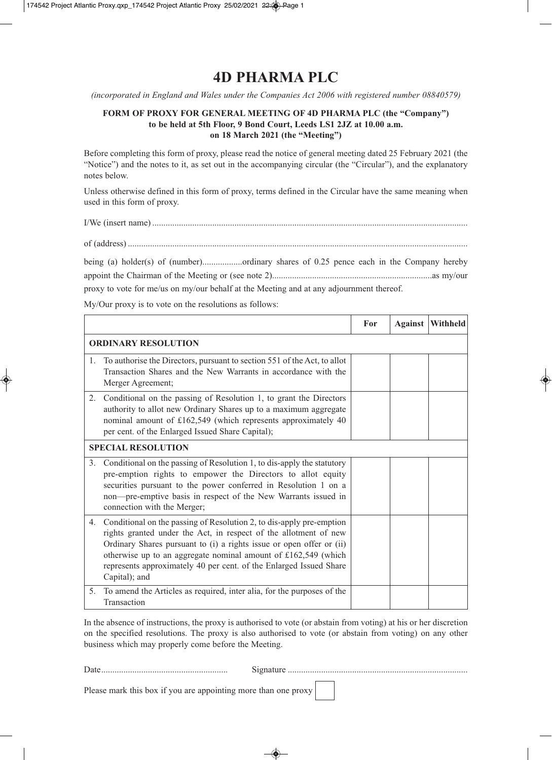# 4D PHARMA PLC

*(incorporated in England and Wales under the Companies Act 2006 with registered number 08840579)*

**FORM OF PROXY FOR GENERAL MEETING OF 4D PHARMA PLC (the "Company") to be held at 5th Floor, 9 Bond Court, Leeds LS1 2JZ at 10.00 a.m. on 18 March 2021 (the "Meeting")**

Before completing this form of proxy, please read the notice of general meeting dated 25 February 2021 (the "Notice") and the notes to it, as set out in the accompanying circular (the "Circular"), and the explanatory notes below.

Unless otherwise defined in this form of proxy, terms defined in the Circular have the same meaning when used in this form of proxy.

I/We (insert name) ..............................................................................................................................................

of (address) ..........................................................................................................................................................

being (a) holder(s) of (number)..................ordinary shares of 0.25 pence each in the Company hereby appoint the Chairman of the Meeting or (see note 2).......................................................................as my/our proxy to vote for me/us on my/our behalf at the Meeting and at any adjournment thereof.

My/Our proxy is to vote on the resolutions as follows:

| | For | Against | Withheld |
|---|---|---|---|
| **ORDINARY RESOLUTION** | | | |
| 1. To authorise the Directors, pursuant to section 551 of the Act, to allot Transaction Shares and the New Warrants in accordance with the Merger Agreement; | | | |
| 2. Conditional on the passing of Resolution 1, to grant the Directors authority to allot new Ordinary Shares up to a maximum aggregate nominal amount of £162,549 (which represents approximately 40 per cent. of the Enlarged Issued Share Capital); | | | |
| **SPECIAL RESOLUTION** | | | |
| 3. Conditional on the passing of Resolution 1, to dis-apply the statutory pre-emption rights to empower the Directors to allot equity securities pursuant to the power conferred in Resolution 1 on a non—pre-emptive basis in respect of the New Warrants issued in connection with the Merger; | | | |
| 4. Conditional on the passing of Resolution 2, to dis-apply pre-emption rights granted under the Act, in respect of the allotment of new Ordinary Shares pursuant to (i) a rights issue or open offer or (ii) otherwise up to an aggregate nominal amount of £162,549 (which represents approximately 40 per cent. of the Enlarged Issued Share Capital); and | | | |
| 5. To amend the Articles as required, inter alia, for the purposes of the Transaction | | | |

In the absence of instructions, the proxy is authorised to vote (or abstain from voting) at his or her discretion on the specified resolutions. The proxy is also authorised to vote (or abstain from voting) on any other business which may properly come before the Meeting.

Date........................................................ Signature ................................................................................

Please mark this box if you are appointing more than one proxy ☐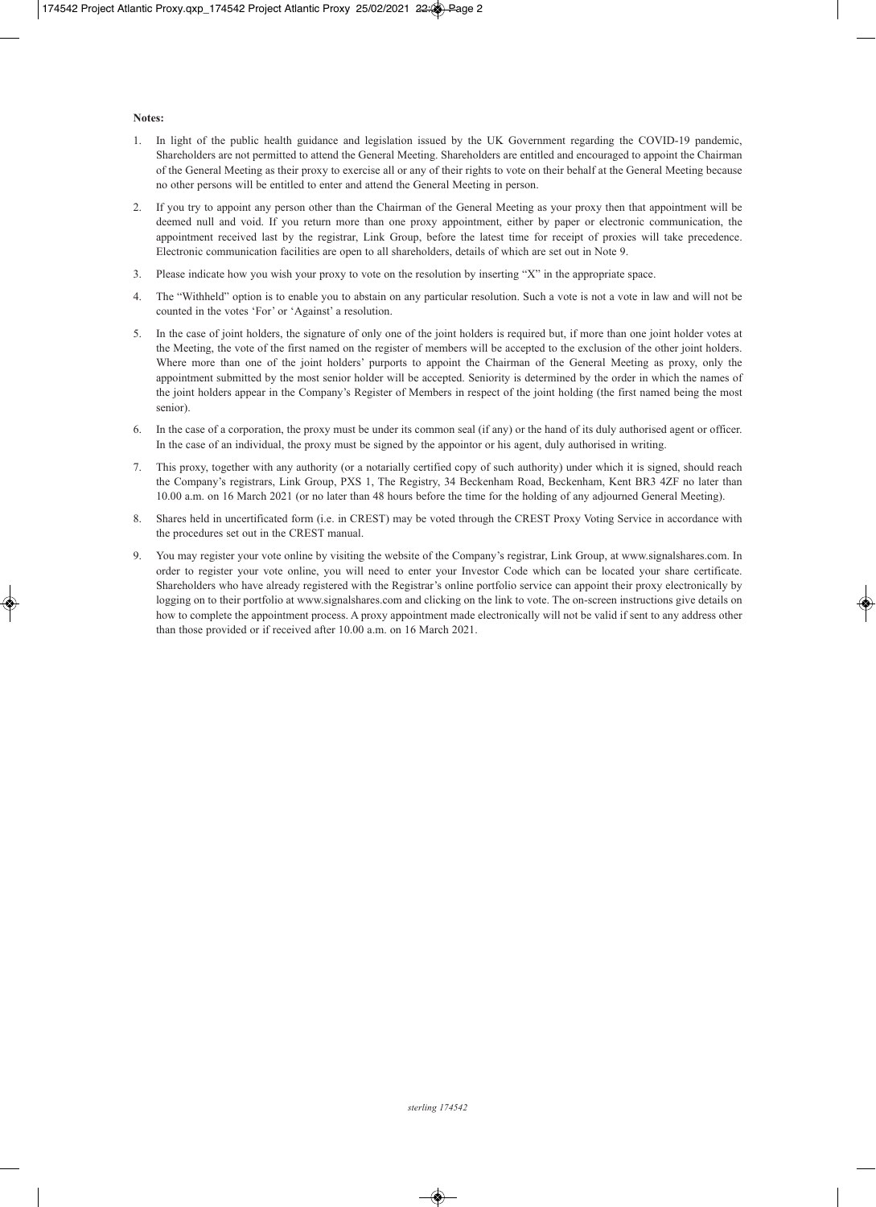**Notes:**

1. In light of the public health guidance and legislation issued by the UK Government regarding the COVID-19 pandemic, Shareholders are not permitted to attend the General Meeting. Shareholders are entitled and encouraged to appoint the Chairman of the General Meeting as their proxy to exercise all or any of their rights to vote on their behalf at the General Meeting because no other persons will be entitled to enter and attend the General Meeting in person.
2. If you try to appoint any person other than the Chairman of the General Meeting as your proxy then that appointment will be deemed null and void. If you return more than one proxy appointment, either by paper or electronic communication, the appointment received last by the registrar, Link Group, before the latest time for receipt of proxies will take precedence. Electronic communication facilities are open to all shareholders, details of which are set out in Note 9.
3. Please indicate how you wish your proxy to vote on the resolution by inserting "X" in the appropriate space.
4. The "Withheld" option is to enable you to abstain on any particular resolution. Such a vote is not a vote in law and will not be counted in the votes 'For' or 'Against' a resolution.
5. In the case of joint holders, the signature of only one of the joint holders is required but, if more than one joint holder votes at the Meeting, the vote of the first named on the register of members will be accepted to the exclusion of the other joint holders. Where more than one of the joint holders' purports to appoint the Chairman of the General Meeting as proxy, only the appointment submitted by the most senior holder will be accepted. Seniority is determined by the order in which the names of the joint holders appear in the Company's Register of Members in respect of the joint holding (the first named being the most senior).
6. In the case of a corporation, the proxy must be under its common seal (if any) or the hand of its duly authorised agent or officer. In the case of an individual, the proxy must be signed by the appointor or his agent, duly authorised in writing.
7. This proxy, together with any authority (or a notarially certified copy of such authority) under which it is signed, should reach the Company's registrars, Link Group, PXS 1, The Registry, 34 Beckenham Road, Beckenham, Kent BR3 4ZF no later than 10.00 a.m. on 16 March 2021 (or no later than 48 hours before the time for the holding of any adjourned General Meeting).
8. Shares held in uncertificated form (i.e. in CREST) may be voted through the CREST Proxy Voting Service in accordance with the procedures set out in the CREST manual.
9. You may register your vote online by visiting the website of the Company's registrar, Link Group, at www.signalshares.com. In order to register your vote online, you will need to enter your Investor Code which can be located your share certificate. Shareholders who have already registered with the Registrar's online portfolio service can appoint their proxy electronically by logging on to their portfolio at www.signalshares.com and clicking on the link to vote. The on-screen instructions give details on how to complete the appointment process. A proxy appointment made electronically will not be valid if sent to any address other than those provided or if received after 10.00 a.m. on 16 March 2021.